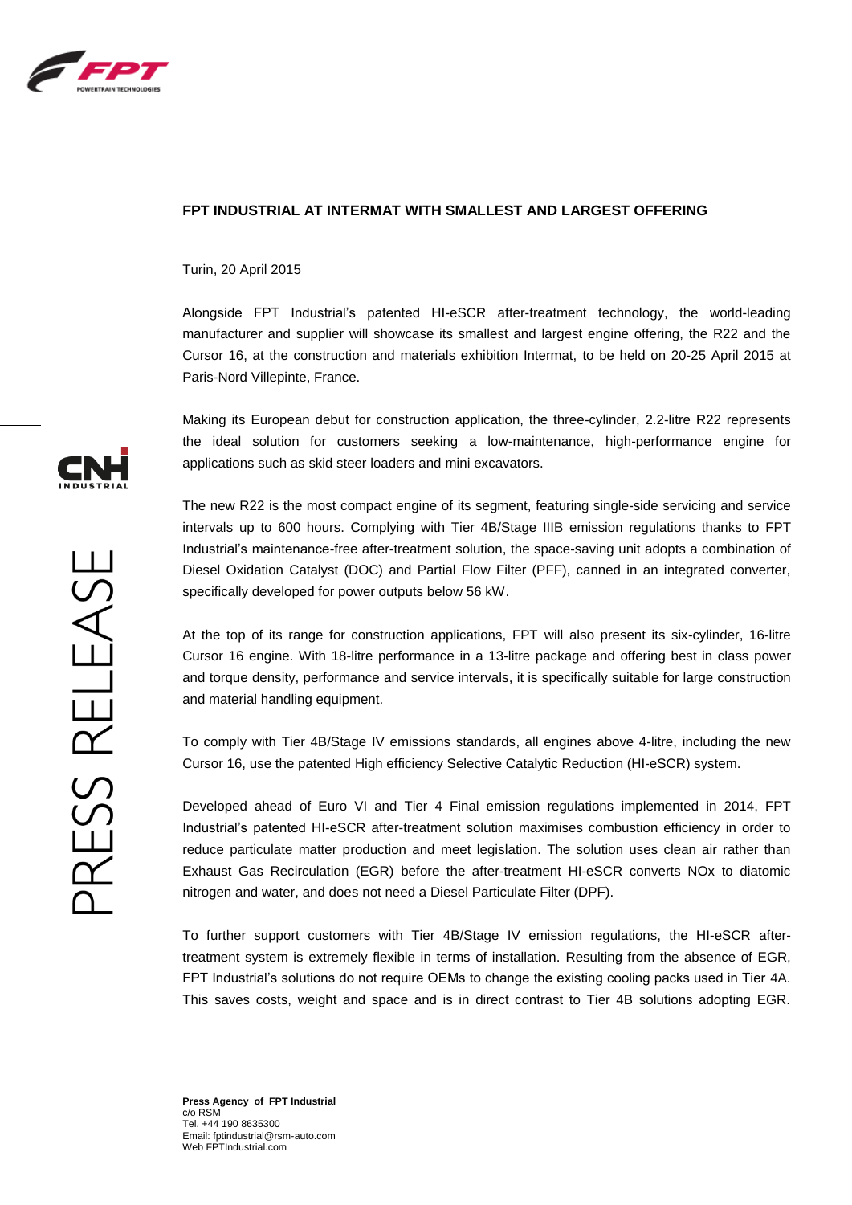# FPT INDUSTRIAL AT INTERMAT WITH SMALLEST AND LARGEST OFFERING

Turin, 20 April 2015

Alongside FPT Industrial's patented HI-eSCR after-treatment technology, the world-leading manufacturer and supplier will showcase its smallest and largest engine offering, the R22 and the Cursor 16, at the construction and materials exhibition Intermat, to be held on 20-25 April 2015 at Paris-Nord Villepinte, France.

Making its European debut for construction application, the three-cylinder, 2.2-litre R22 represents the ideal solution for customers seeking a low-maintenance, high-performance engine for applications such as skid steer loaders and mini excavators.

The new R22 is the most compact engine of its segment, featuring single-side servicing and service intervals up to 600 hours. Complying with Tier 4B/Stage IIIB emission regulations thanks to FPT Industrial's maintenance-free after-treatment solution, the space-saving unit adopts a combination of Diesel Oxidation Catalyst (DOC) and Partial Flow Filter (PFF), canned in an integrated converter, specifically developed for power outputs below 56 kW.

At the top of its range for construction applications, FPT will also present its six-cylinder, 16-litre Cursor 16 engine. With 18-litre performance in a 13-litre package and offering best in class power and torque density, performance and service intervals, it is specifically suitable for large construction and material handling equipment.

To comply with Tier 4B/Stage IV emissions standards, all engines above 4-litre, including the new Cursor 16, use the patented High efficiency Selective Catalytic Reduction (HI-eSCR) system.

Developed ahead of Euro VI and Tier 4 Final emission regulations implemented in 2014, FPT Industrial's patented HI-eSCR after-treatment solution maximises combustion efficiency in order to reduce particulate matter production and meet legislation. The solution uses clean air rather than Exhaust Gas Recirculation (EGR) before the after-treatment HI-eSCR converts NOx to diatomic nitrogen and water, and does not need a Diesel Particulate Filter (DPF).

To further support customers with Tier 4B/Stage IV emission regulations, the HI-eSCR after-treatment system is extremely flexible in terms of installation. Resulting from the absence of EGR, FPT Industrial's solutions do not require OEMs to change the existing cooling packs used in Tier 4A. This saves costs, weight and space and is in direct contrast to Tier 4B solutions adopting EGR.

**Press Agency of FPT Industrial**
c/o RSM
Tel. +44 190 8635300
Email: fptindustrial@rsm-auto.com
Web FPTIndustrial.com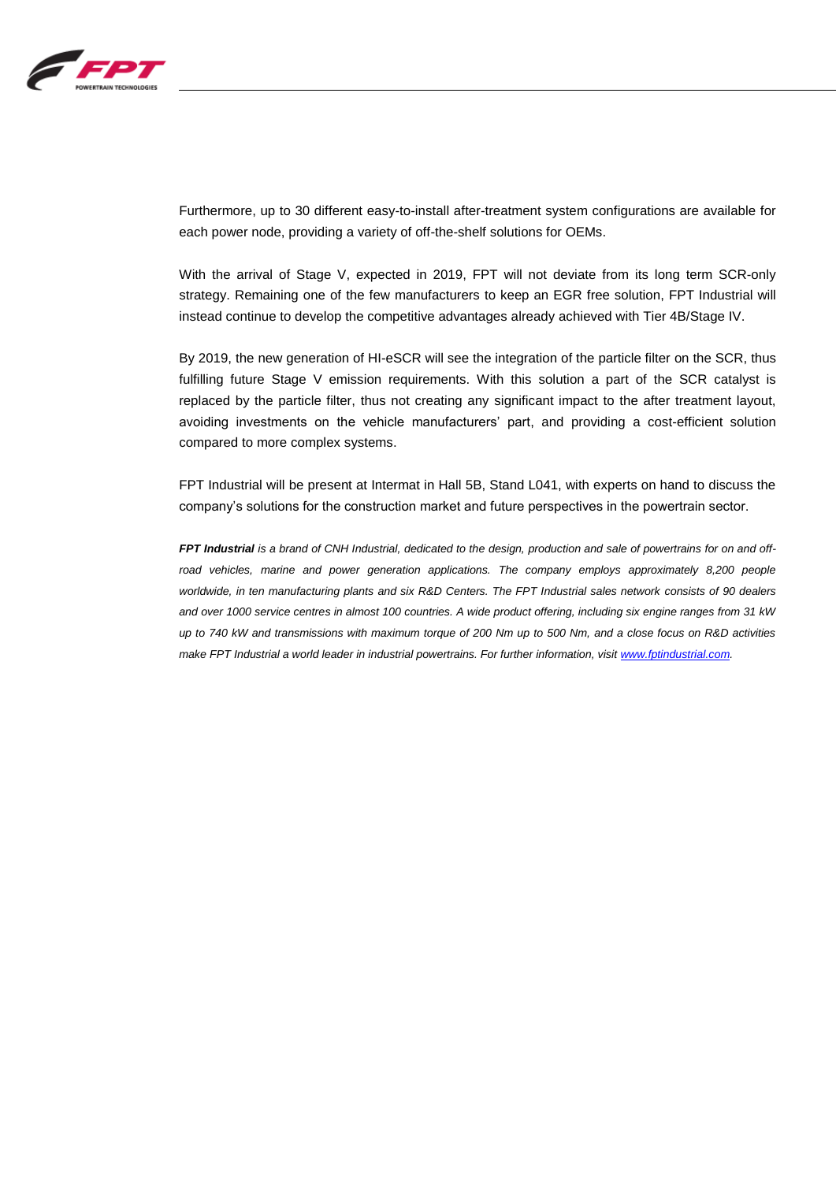Furthermore, up to 30 different easy-to-install after-treatment system configurations are available for each power node, providing a variety of off-the-shelf solutions for OEMs.

With the arrival of Stage V, expected in 2019, FPT will not deviate from its long term SCR-only strategy. Remaining one of the few manufacturers to keep an EGR free solution, FPT Industrial will instead continue to develop the competitive advantages already achieved with Tier 4B/Stage IV.

By 2019, the new generation of HI-eSCR will see the integration of the particle filter on the SCR, thus fulfilling future Stage V emission requirements. With this solution a part of the SCR catalyst is replaced by the particle filter, thus not creating any significant impact to the after treatment layout, avoiding investments on the vehicle manufacturers' part, and providing a cost-efficient solution compared to more complex systems.

FPT Industrial will be present at Intermat in Hall 5B, Stand L041, with experts on hand to discuss the company's solutions for the construction market and future perspectives in the powertrain sector.

***FPT Industrial*** *is a brand of CNH Industrial, dedicated to the design, production and sale of powertrains for on and off-road vehicles, marine and power generation applications. The company employs approximately 8,200 people worldwide, in ten manufacturing plants and six R&D Centers. The FPT Industrial sales network consists of 90 dealers and over 1000 service centres in almost 100 countries. A wide product offering, including six engine ranges from 31 kW up to 740 kW and transmissions with maximum torque of 200 Nm up to 500 Nm, and a close focus on R&D activities make FPT Industrial a world leader in industrial powertrains. For further information, visit [www.fptindustrial.com](http://www.fptindustrial.com).*